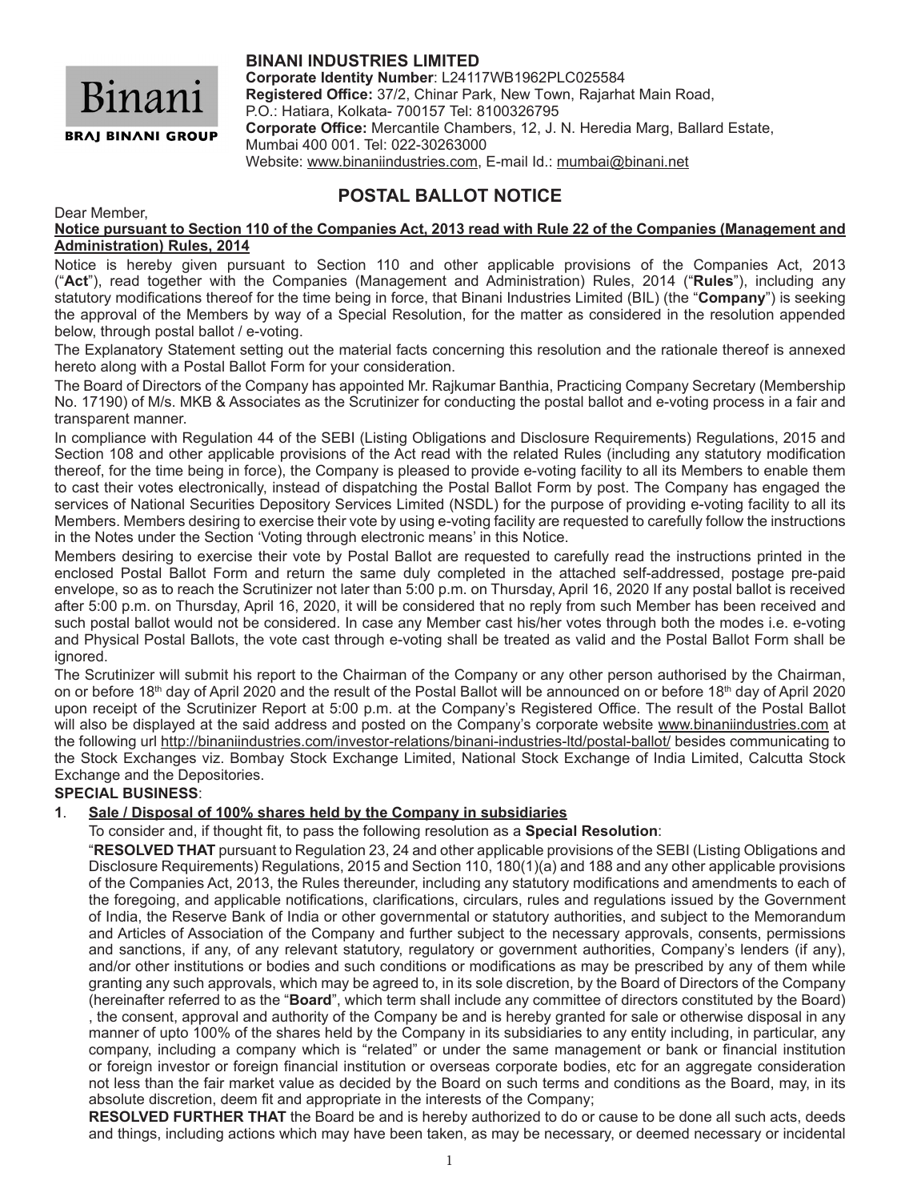Binani

BRAJ BINANI GROUP

**BINANI INDUSTRIES LIMITED**
**Corporate Identity Number**: L24117WB1962PLC025584
**Registered Office:** 37/2, Chinar Park, New Town, Rajarhat Main Road, P.O.: Hatiara, Kolkata- 700157 Tel: 8100326795
**Corporate Office:** Mercantile Chambers, 12, J. N. Heredia Marg, Ballard Estate, Mumbai 400 001. Tel: 022-30263000
Website: www.binaniindustries.com, E-mail Id.: mumbai@binani.net

# POSTAL BALLOT NOTICE

Dear Member,

**Notice pursuant to Section 110 of the Companies Act, 2013 read with Rule 22 of the Companies (Management and Administration) Rules, 2014**

Notice is hereby given pursuant to Section 110 and other applicable provisions of the Companies Act, 2013 ("**Act**"), read together with the Companies (Management and Administration) Rules, 2014 ("**Rules**"), including any statutory modifications thereof for the time being in force, that Binani Industries Limited (BIL) (the "**Company**") is seeking the approval of the Members by way of a Special Resolution, for the matter as considered in the resolution appended below, through postal ballot / e-voting.

The Explanatory Statement setting out the material facts concerning this resolution and the rationale thereof is annexed hereto along with a Postal Ballot Form for your consideration.

The Board of Directors of the Company has appointed Mr. Rajkumar Banthia, Practicing Company Secretary (Membership No. 17190) of M/s. MKB & Associates as the Scrutinizer for conducting the postal ballot and e-voting process in a fair and transparent manner.

In compliance with Regulation 44 of the SEBI (Listing Obligations and Disclosure Requirements) Regulations, 2015 and Section 108 and other applicable provisions of the Act read with the related Rules (including any statutory modification thereof, for the time being in force), the Company is pleased to provide e-voting facility to all its Members to enable them to cast their votes electronically, instead of dispatching the Postal Ballot Form by post. The Company has engaged the services of National Securities Depository Services Limited (NSDL) for the purpose of providing e-voting facility to all its Members. Members desiring to exercise their vote by using e-voting facility are requested to carefully follow the instructions in the Notes under the Section 'Voting through electronic means' in this Notice.

Members desiring to exercise their vote by Postal Ballot are requested to carefully read the instructions printed in the enclosed Postal Ballot Form and return the same duly completed in the attached self-addressed, postage pre-paid envelope, so as to reach the Scrutinizer not later than 5:00 p.m. on Thursday, April 16, 2020 If any postal ballot is received after 5:00 p.m. on Thursday, April 16, 2020, it will be considered that no reply from such Member has been received and such postal ballot would not be considered. In case any Member cast his/her votes through both the modes i.e. e-voting and Physical Postal Ballots, the vote cast through e-voting shall be treated as valid and the Postal Ballot Form shall be ignored.

The Scrutinizer will submit his report to the Chairman of the Company or any other person authorised by the Chairman, on or before 18th day of April 2020 and the result of the Postal Ballot will be announced on or before 18th day of April 2020 upon receipt of the Scrutinizer Report at 5:00 p.m. at the Company's Registered Office. The result of the Postal Ballot will also be displayed at the said address and posted on the Company's corporate website www.binaniindustries.com at the following url http://binaniindustries.com/investor-relations/binani-industries-ltd/postal-ballot/ besides communicating to the Stock Exchanges viz. Bombay Stock Exchange Limited, National Stock Exchange of India Limited, Calcutta Stock Exchange and the Depositories.

**SPECIAL BUSINESS**:

1. **Sale / Disposal of 100% shares held by the Company in subsidiaries**

   To consider and, if thought fit, to pass the following resolution as a **Special Resolution**:

   "**RESOLVED THAT** pursuant to Regulation 23, 24 and other applicable provisions of the SEBI (Listing Obligations and Disclosure Requirements) Regulations, 2015 and Section 110, 180(1)(a) and 188 and any other applicable provisions of the Companies Act, 2013, the Rules thereunder, including any statutory modifications and amendments to each of the foregoing, and applicable notifications, clarifications, circulars, rules and regulations issued by the Government of India, the Reserve Bank of India or other governmental or statutory authorities, and subject to the Memorandum and Articles of Association of the Company and further subject to the necessary approvals, consents, permissions and sanctions, if any, of any relevant statutory, regulatory or government authorities, Company's lenders (if any), and/or other institutions or bodies and such conditions or modifications as may be prescribed by any of them while granting any such approvals, which may be agreed to, in its sole discretion, by the Board of Directors of the Company (hereinafter referred to as the "**Board**", which term shall include any committee of directors constituted by the Board) , the consent, approval and authority of the Company be and is hereby granted for sale or otherwise disposal in any manner of upto 100% of the shares held by the Company in its subsidiaries to any entity including, in particular, any company, including a company which is "related" or under the same management or bank or financial institution or foreign investor or foreign financial institution or overseas corporate bodies, etc for an aggregate consideration not less than the fair market value as decided by the Board on such terms and conditions as the Board, may, in its absolute discretion, deem fit and appropriate in the interests of the Company;

   **RESOLVED FURTHER THAT** the Board be and is hereby authorized to do or cause to be done all such acts, deeds and things, including actions which may have been taken, as may be necessary, or deemed necessary or incidental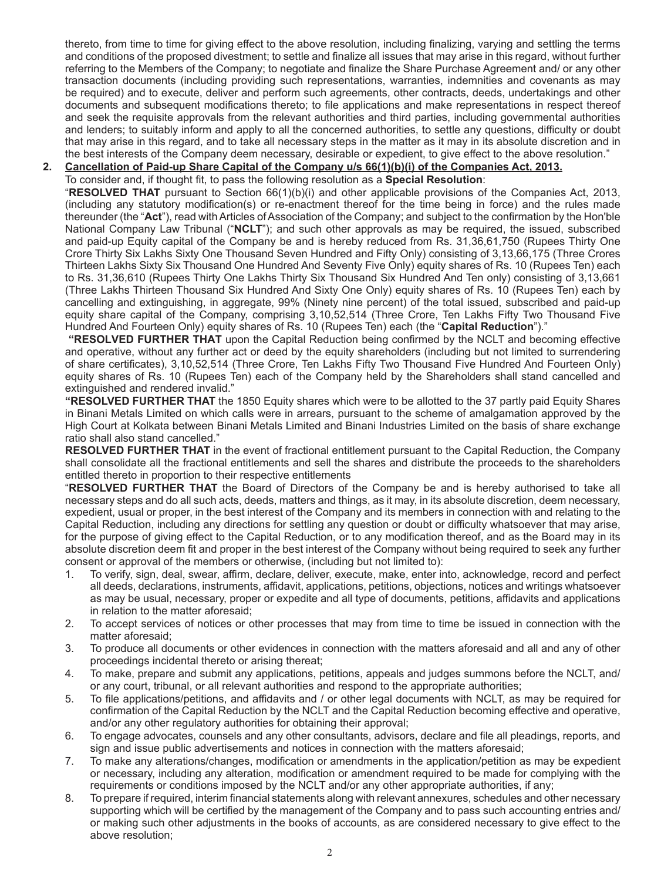thereto, from time to time for giving effect to the above resolution, including finalizing, varying and settling the terms and conditions of the proposed divestment; to settle and finalize all issues that may arise in this regard, without further referring to the Members of the Company; to negotiate and finalize the Share Purchase Agreement and/ or any other transaction documents (including providing such representations, warranties, indemnities and covenants as may be required) and to execute, deliver and perform such agreements, other contracts, deeds, undertakings and other documents and subsequent modifications thereto; to file applications and make representations in respect thereof and seek the requisite approvals from the relevant authorities and third parties, including governmental authorities and lenders; to suitably inform and apply to all the concerned authorities, to settle any questions, difficulty or doubt that may arise in this regard, and to take all necessary steps in the matter as it may in its absolute discretion and in the best interests of the Company deem necessary, desirable or expedient, to give effect to the above resolution."

**2. Cancellation of Paid-up Share Capital of the Company u/s 66(1)(b)(i) of the Companies Act, 2013.**

To consider and, if thought fit, to pass the following resolution as a **Special Resolution**:

"**RESOLVED THAT** pursuant to Section 66(1)(b)(i) and other applicable provisions of the Companies Act, 2013, (including any statutory modification(s) or re-enactment thereof for the time being in force) and the rules made thereunder (the "**Act**"), read with Articles of Association of the Company; and subject to the confirmation by the Hon'ble National Company Law Tribunal ("**NCLT**"); and such other approvals as may be required, the issued, subscribed and paid-up Equity capital of the Company be and is hereby reduced from Rs. 31,36,61,750 (Rupees Thirty One Crore Thirty Six Lakhs Sixty One Thousand Seven Hundred and Fifty Only) consisting of 3,13,66,175 (Three Crores Thirteen Lakhs Sixty Six Thousand One Hundred And Seventy Five Only) equity shares of Rs. 10 (Rupees Ten) each to Rs. 31,36,610 (Rupees Thirty One Lakhs Thirty Six Thousand Six Hundred And Ten only) consisting of 3,13,661 (Three Lakhs Thirteen Thousand Six Hundred And Sixty One Only) equity shares of Rs. 10 (Rupees Ten) each by cancelling and extinguishing, in aggregate, 99% (Ninety nine percent) of the total issued, subscribed and paid-up equity share capital of the Company, comprising 3,10,52,514 (Three Crore, Ten Lakhs Fifty Two Thousand Five Hundred And Fourteen Only) equity shares of Rs. 10 (Rupees Ten) each (the "**Capital Reduction**")."

"**RESOLVED FURTHER THAT** upon the Capital Reduction being confirmed by the NCLT and becoming effective and operative, without any further act or deed by the equity shareholders (including but not limited to surrendering of share certificates), 3,10,52,514 (Three Crore, Ten Lakhs Fifty Two Thousand Five Hundred And Fourteen Only) equity shares of Rs. 10 (Rupees Ten) each of the Company held by the Shareholders shall stand cancelled and extinguished and rendered invalid."

"**RESOLVED FURTHER THAT** the 1850 Equity shares which were to be allotted to the 37 partly paid Equity Shares in Binani Metals Limited on which calls were in arrears, pursuant to the scheme of amalgamation approved by the High Court at Kolkata between Binani Metals Limited and Binani Industries Limited on the basis of share exchange ratio shall also stand cancelled."

**RESOLVED FURTHER THAT** in the event of fractional entitlement pursuant to the Capital Reduction, the Company shall consolidate all the fractional entitlements and sell the shares and distribute the proceeds to the shareholders entitled thereto in proportion to their respective entitlements

"**RESOLVED FURTHER THAT** the Board of Directors of the Company be and is hereby authorised to take all necessary steps and do all such acts, deeds, matters and things, as it may, in its absolute discretion, deem necessary, expedient, usual or proper, in the best interest of the Company and its members in connection with and relating to the Capital Reduction, including any directions for settling any question or doubt or difficulty whatsoever that may arise, for the purpose of giving effect to the Capital Reduction, or to any modification thereof, and as the Board may in its absolute discretion deem fit and proper in the best interest of the Company without being required to seek any further consent or approval of the members or otherwise, (including but not limited to):

1. To verify, sign, deal, swear, affirm, declare, deliver, execute, make, enter into, acknowledge, record and perfect all deeds, declarations, instruments, affidavit, applications, petitions, objections, notices and writings whatsoever as may be usual, necessary, proper or expedite and all type of documents, petitions, affidavits and applications in relation to the matter aforesaid;
2. To accept services of notices or other processes that may from time to time be issued in connection with the matter aforesaid;
3. To produce all documents or other evidences in connection with the matters aforesaid and all and any of other proceedings incidental thereto or arising thereat;
4. To make, prepare and submit any applications, petitions, appeals and judges summons before the NCLT, and/ or any court, tribunal, or all relevant authorities and respond to the appropriate authorities;
5. To file applications/petitions, and affidavits and / or other legal documents with NCLT, as may be required for confirmation of the Capital Reduction by the NCLT and the Capital Reduction becoming effective and operative, and/or any other regulatory authorities for obtaining their approval;
6. To engage advocates, counsels and any other consultants, advisors, declare and file all pleadings, reports, and sign and issue public advertisements and notices in connection with the matters aforesaid;
7. To make any alterations/changes, modification or amendments in the application/petition as may be expedient or necessary, including any alteration, modification or amendment required to be made for complying with the requirements or conditions imposed by the NCLT and/or any other appropriate authorities, if any;
8. To prepare if required, interim financial statements along with relevant annexures, schedules and other necessary supporting which will be certified by the management of the Company and to pass such accounting entries and/ or making such other adjustments in the books of accounts, as are considered necessary to give effect to the above resolution;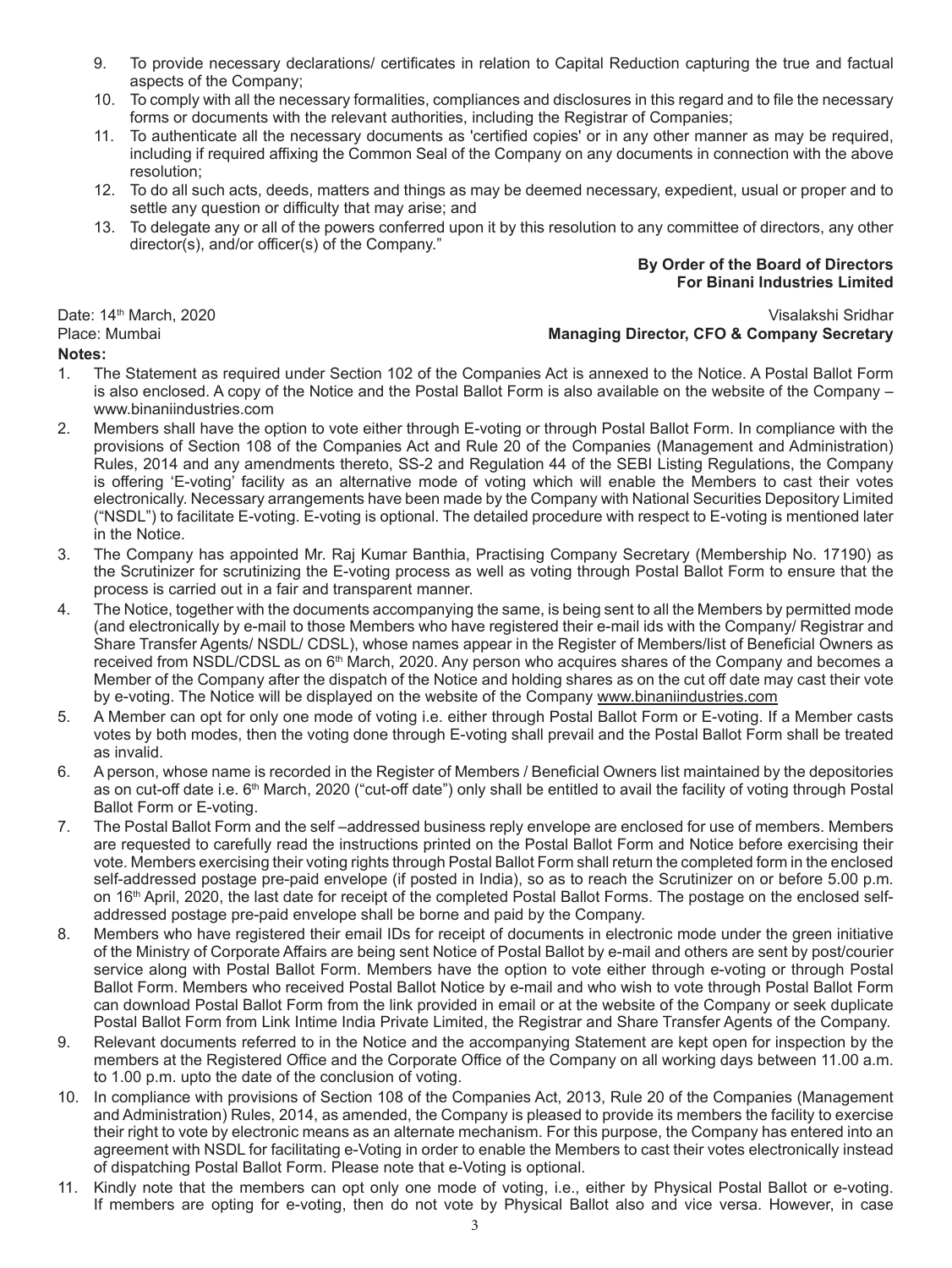9. To provide necessary declarations/ certificates in relation to Capital Reduction capturing the true and factual aspects of the Company;
10. To comply with all the necessary formalities, compliances and disclosures in this regard and to file the necessary forms or documents with the relevant authorities, including the Registrar of Companies;
11. To authenticate all the necessary documents as 'certified copies' or in any other manner as may be required, including if required affixing the Common Seal of the Company on any documents in connection with the above resolution;
12. To do all such acts, deeds, matters and things as may be deemed necessary, expedient, usual or proper and to settle any question or difficulty that may arise; and
13. To delegate any or all of the powers conferred upon it by this resolution to any committee of directors, any other director(s), and/or officer(s) of the Company."

**By Order of the Board of Directors**
**For Binani Industries Limited**

Date: 14th March, 2020
Place: Mumbai

Visalakshi Sridhar
**Managing Director, CFO & Company Secretary**

**Notes:**

1. The Statement as required under Section 102 of the Companies Act is annexed to the Notice. A Postal Ballot Form is also enclosed. A copy of the Notice and the Postal Ballot Form is also available on the website of the Company – www.binaniindustries.com
2. Members shall have the option to vote either through E-voting or through Postal Ballot Form. In compliance with the provisions of Section 108 of the Companies Act and Rule 20 of the Companies (Management and Administration) Rules, 2014 and any amendments thereto, SS-2 and Regulation 44 of the SEBI Listing Regulations, the Company is offering 'E-voting' facility as an alternative mode of voting which will enable the Members to cast their votes electronically. Necessary arrangements have been made by the Company with National Securities Depository Limited ("NSDL") to facilitate E-voting. E-voting is optional. The detailed procedure with respect to E-voting is mentioned later in the Notice.
3. The Company has appointed Mr. Raj Kumar Banthia, Practising Company Secretary (Membership No. 17190) as the Scrutinizer for scrutinizing the E-voting process as well as voting through Postal Ballot Form to ensure that the process is carried out in a fair and transparent manner.
4. The Notice, together with the documents accompanying the same, is being sent to all the Members by permitted mode (and electronically by e-mail to those Members who have registered their e-mail ids with the Company/ Registrar and Share Transfer Agents/ NSDL/ CDSL), whose names appear in the Register of Members/list of Beneficial Owners as received from NSDL/CDSL as on 6th March, 2020. Any person who acquires shares of the Company and becomes a Member of the Company after the dispatch of the Notice and holding shares as on the cut off date may cast their vote by e-voting. The Notice will be displayed on the website of the Company www.binaniindustries.com
5. A Member can opt for only one mode of voting i.e. either through Postal Ballot Form or E-voting. If a Member casts votes by both modes, then the voting done through E-voting shall prevail and the Postal Ballot Form shall be treated as invalid.
6. A person, whose name is recorded in the Register of Members / Beneficial Owners list maintained by the depositories as on cut-off date i.e. 6th March, 2020 ("cut-off date") only shall be entitled to avail the facility of voting through Postal Ballot Form or E-voting.
7. The Postal Ballot Form and the self –addressed business reply envelope are enclosed for use of members. Members are requested to carefully read the instructions printed on the Postal Ballot Form and Notice before exercising their vote. Members exercising their voting rights through Postal Ballot Form shall return the completed form in the enclosed self-addressed postage pre-paid envelope (if posted in India), so as to reach the Scrutinizer on or before 5.00 p.m. on 16th April, 2020, the last date for receipt of the completed Postal Ballot Forms. The postage on the enclosed self-addressed postage pre-paid envelope shall be borne and paid by the Company.
8. Members who have registered their email IDs for receipt of documents in electronic mode under the green initiative of the Ministry of Corporate Affairs are being sent Notice of Postal Ballot by e-mail and others are sent by post/courier service along with Postal Ballot Form. Members have the option to vote either through e-voting or through Postal Ballot Form. Members who received Postal Ballot Notice by e-mail and who wish to vote through Postal Ballot Form can download Postal Ballot Form from the link provided in email or at the website of the Company or seek duplicate Postal Ballot Form from Link Intime India Private Limited, the Registrar and Share Transfer Agents of the Company.
9. Relevant documents referred to in the Notice and the accompanying Statement are kept open for inspection by the members at the Registered Office and the Corporate Office of the Company on all working days between 11.00 a.m. to 1.00 p.m. upto the date of the conclusion of voting.
10. In compliance with provisions of Section 108 of the Companies Act, 2013, Rule 20 of the Companies (Management and Administration) Rules, 2014, as amended, the Company is pleased to provide its members the facility to exercise their right to vote by electronic means as an alternate mechanism. For this purpose, the Company has entered into an agreement with NSDL for facilitating e-Voting in order to enable the Members to cast their votes electronically instead of dispatching Postal Ballot Form. Please note that e-Voting is optional.
11. Kindly note that the members can opt only one mode of voting, i.e., either by Physical Postal Ballot or e-voting. If members are opting for e-voting, then do not vote by Physical Ballot also and vice versa. However, in case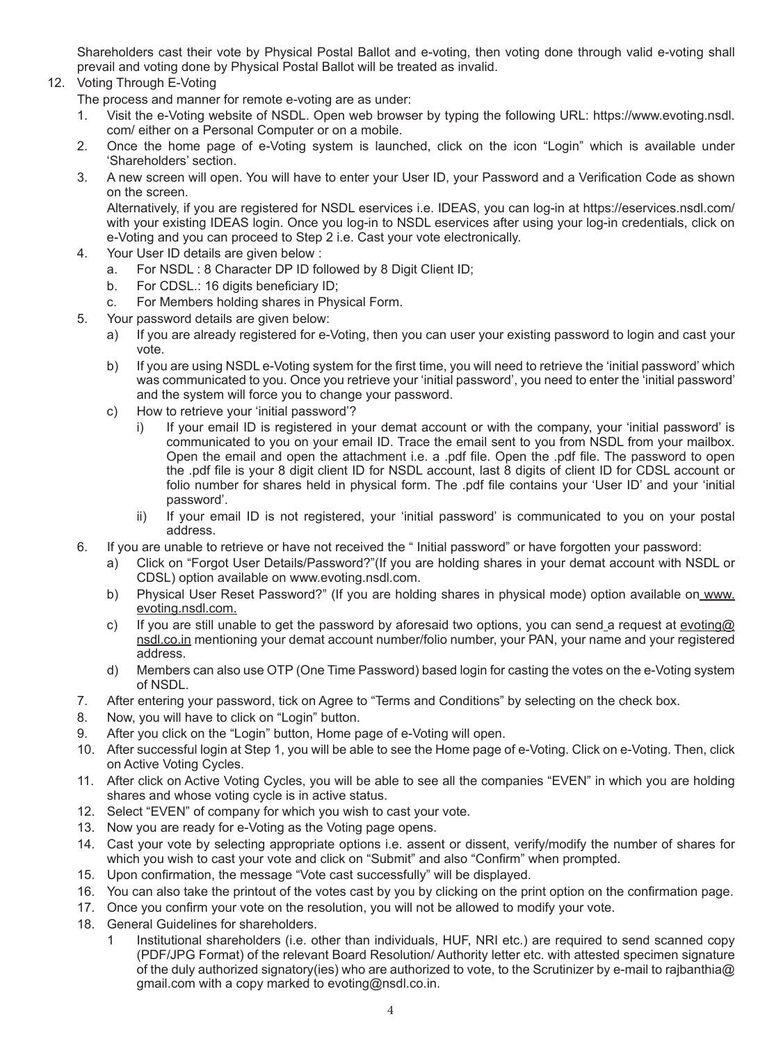Shareholders cast their vote by Physical Postal Ballot and e-voting, then voting done through valid e-voting shall prevail and voting done by Physical Postal Ballot will be treated as invalid.

12. Voting Through E-Voting

    The process and manner for remote e-voting are as under:

    1. Visit the e-Voting website of NSDL. Open web browser by typing the following URL: https://www.evoting.nsdl.com/ either on a Personal Computer or on a mobile.
    2. Once the home page of e-Voting system is launched, click on the icon "Login" which is available under 'Shareholders' section.
    3. A new screen will open. You will have to enter your User ID, your Password and a Verification Code as shown on the screen.

       Alternatively, if you are registered for NSDL eservices i.e. IDEAS, you can log-in at https://eservices.nsdl.com/ with your existing IDEAS login. Once you log-in to NSDL eservices after using your log-in credentials, click on e-Voting and you can proceed to Step 2 i.e. Cast your vote electronically.
    4. Your User ID details are given below :
       a. For NSDL : 8 Character DP ID followed by 8 Digit Client ID;
       b. For CDSL.: 16 digits beneficiary ID;
       c. For Members holding shares in Physical Form.
    5. Your password details are given below:
       a) If you are already registered for e-Voting, then you can user your existing password to login and cast your vote.
       b) If you are using NSDL e-Voting system for the first time, you will need to retrieve the 'initial password' which was communicated to you. Once you retrieve your 'initial password', you need to enter the 'initial password' and the system will force you to change your password.
       c) How to retrieve your 'initial password'?
          i) If your email ID is registered in your demat account or with the company, your 'initial password' is communicated to you on your email ID. Trace the email sent to you from NSDL from your mailbox. Open the email and open the attachment i.e. a .pdf file. Open the .pdf file. The password to open the .pdf file is your 8 digit client ID for NSDL account, last 8 digits of client ID for CDSL account or folio number for shares held in physical form. The .pdf file contains your 'User ID' and your 'initial password'.
          ii) If your email ID is not registered, your 'initial password' is communicated to you on your postal address.
    6. If you are unable to retrieve or have not received the " Initial password" or have forgotten your password:
       a) Click on "Forgot User Details/Password?"(If you are holding shares in your demat account with NSDL or CDSL) option available on www.evoting.nsdl.com.
       b) Physical User Reset Password?" (If you are holding shares in physical mode) option available on www.evoting.nsdl.com.
       c) If you are still unable to get the password by aforesaid two options, you can send a request at evoting@nsdl.co.in mentioning your demat account number/folio number, your PAN, your name and your registered address.
       d) Members can also use OTP (One Time Password) based login for casting the votes on the e-Voting system of NSDL.
    7. After entering your password, tick on Agree to "Terms and Conditions" by selecting on the check box.
    8. Now, you will have to click on "Login" button.
    9. After you click on the "Login" button, Home page of e-Voting will open.
    10. After successful login at Step 1, you will be able to see the Home page of e-Voting. Click on e-Voting. Then, click on Active Voting Cycles.
    11. After click on Active Voting Cycles, you will be able to see all the companies "EVEN" in which you are holding shares and whose voting cycle is in active status.
    12. Select "EVEN" of company for which you wish to cast your vote.
    13. Now you are ready for e-Voting as the Voting page opens.
    14. Cast your vote by selecting appropriate options i.e. assent or dissent, verify/modify the number of shares for which you wish to cast your vote and click on "Submit" and also "Confirm" when prompted.
    15. Upon confirmation, the message "Vote cast successfully" will be displayed.
    16. You can also take the printout of the votes cast by you by clicking on the print option on the confirmation page.
    17. Once you confirm your vote on the resolution, you will not be allowed to modify your vote.
    18. General Guidelines for shareholders.
        1 Institutional shareholders (i.e. other than individuals, HUF, NRI etc.) are required to send scanned copy (PDF/JPG Format) of the relevant Board Resolution/ Authority letter etc. with attested specimen signature of the duly authorized signatory(ies) who are authorized to vote, to the Scrutinizer by e-mail to rajbanthia@gmail.com with a copy marked to evoting@nsdl.co.in.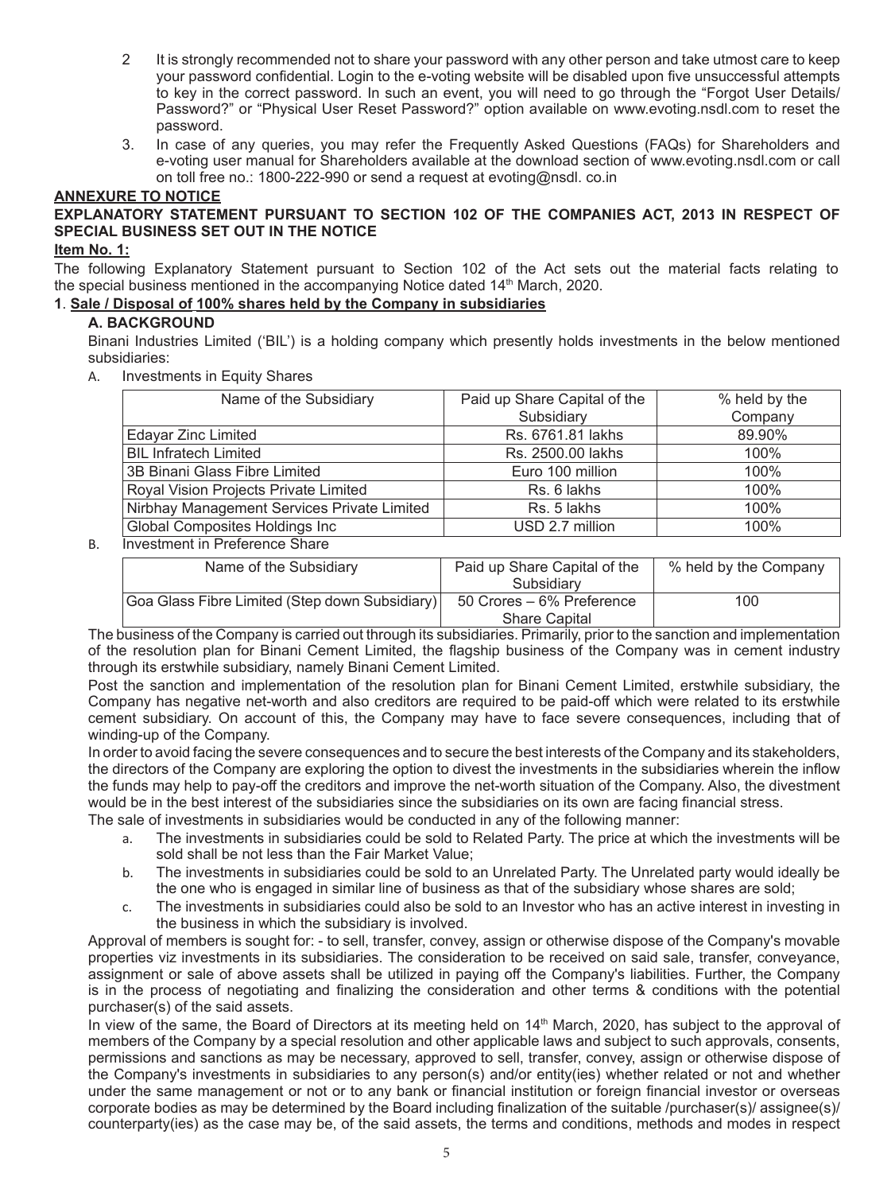2 It is strongly recommended not to share your password with any other person and take utmost care to keep your password confidential. Login to the e-voting website will be disabled upon five unsuccessful attempts to key in the correct password. In such an event, you will need to go through the "Forgot User Details/ Password?" or "Physical User Reset Password?" option available on www.evoting.nsdl.com to reset the password.

3. In case of any queries, you may refer the Frequently Asked Questions (FAQs) for Shareholders and e-voting user manual for Shareholders available at the download section of www.evoting.nsdl.com or call on toll free no.: 1800-222-990 or send a request at evoting@nsdl. co.in

**ANNEXURE TO NOTICE**

**EXPLANATORY STATEMENT PURSUANT TO SECTION 102 OF THE COMPANIES ACT, 2013 IN RESPECT OF SPECIAL BUSINESS SET OUT IN THE NOTICE**

**Item No. 1:**

The following Explanatory Statement pursuant to Section 102 of the Act sets out the material facts relating to the special business mentioned in the accompanying Notice dated 14th March, 2020.

**1. Sale / Disposal of 100% shares held by the Company in subsidiaries**

**A. BACKGROUND**

Binani Industries Limited ('BIL') is a holding company which presently holds investments in the below mentioned subsidiaries:

A. Investments in Equity Shares

| Name of the Subsidiary | Paid up Share Capital of the Subsidiary | % held by the Company |
|---|---|---|
| Edayar Zinc Limited | Rs. 6761.81 lakhs | 89.90% |
| BIL Infratech Limited | Rs. 2500.00 lakhs | 100% |
| 3B Binani Glass Fibre Limited | Euro 100 million | 100% |
| Royal Vision Projects Private Limited | Rs. 6 lakhs | 100% |
| Nirbhay Management Services Private Limited | Rs. 5 lakhs | 100% |
| Global Composites Holdings Inc | USD 2.7 million | 100% |

B. Investment in Preference Share

| Name of the Subsidiary | Paid up Share Capital of the Subsidiary | % held by the Company |
|---|---|---|
| Goa Glass Fibre Limited (Step down Subsidiary) | 50 Crores – 6% Preference Share Capital | 100 |

The business of the Company is carried out through its subsidiaries. Primarily, prior to the sanction and implementation of the resolution plan for Binani Cement Limited, the flagship business of the Company was in cement industry through its erstwhile subsidiary, namely Binani Cement Limited.

Post the sanction and implementation of the resolution plan for Binani Cement Limited, erstwhile subsidiary, the Company has negative net-worth and also creditors are required to be paid-off which were related to its erstwhile cement subsidiary. On account of this, the Company may have to face severe consequences, including that of winding-up of the Company.

In order to avoid facing the severe consequences and to secure the best interests of the Company and its stakeholders, the directors of the Company are exploring the option to divest the investments in the subsidiaries wherein the inflow the funds may help to pay-off the creditors and improve the net-worth situation of the Company. Also, the divestment would be in the best interest of the subsidiaries since the subsidiaries on its own are facing financial stress.

The sale of investments in subsidiaries would be conducted in any of the following manner:

a. The investments in subsidiaries could be sold to Related Party. The price at which the investments will be sold shall be not less than the Fair Market Value;

b. The investments in subsidiaries could be sold to an Unrelated Party. The Unrelated party would ideally be the one who is engaged in similar line of business as that of the subsidiary whose shares are sold;

c. The investments in subsidiaries could also be sold to an Investor who has an active interest in investing in the business in which the subsidiary is involved.

Approval of members is sought for: - to sell, transfer, convey, assign or otherwise dispose of the Company's movable properties viz investments in its subsidiaries. The consideration to be received on said sale, transfer, conveyance, assignment or sale of above assets shall be utilized in paying off the Company's liabilities. Further, the Company is in the process of negotiating and finalizing the consideration and other terms & conditions with the potential purchaser(s) of the said assets.

In view of the same, the Board of Directors at its meeting held on 14th March, 2020, has subject to the approval of members of the Company by a special resolution and other applicable laws and subject to such approvals, consents, permissions and sanctions as may be necessary, approved to sell, transfer, convey, assign or otherwise dispose of the Company's investments in subsidiaries to any person(s) and/or entity(ies) whether related or not and whether under the same management or not or to any bank or financial institution or foreign financial investor or overseas corporate bodies as may be determined by the Board including finalization of the suitable /purchaser(s)/ assignee(s)/ counterparty(ies) as the case may be, of the said assets, the terms and conditions, methods and modes in respect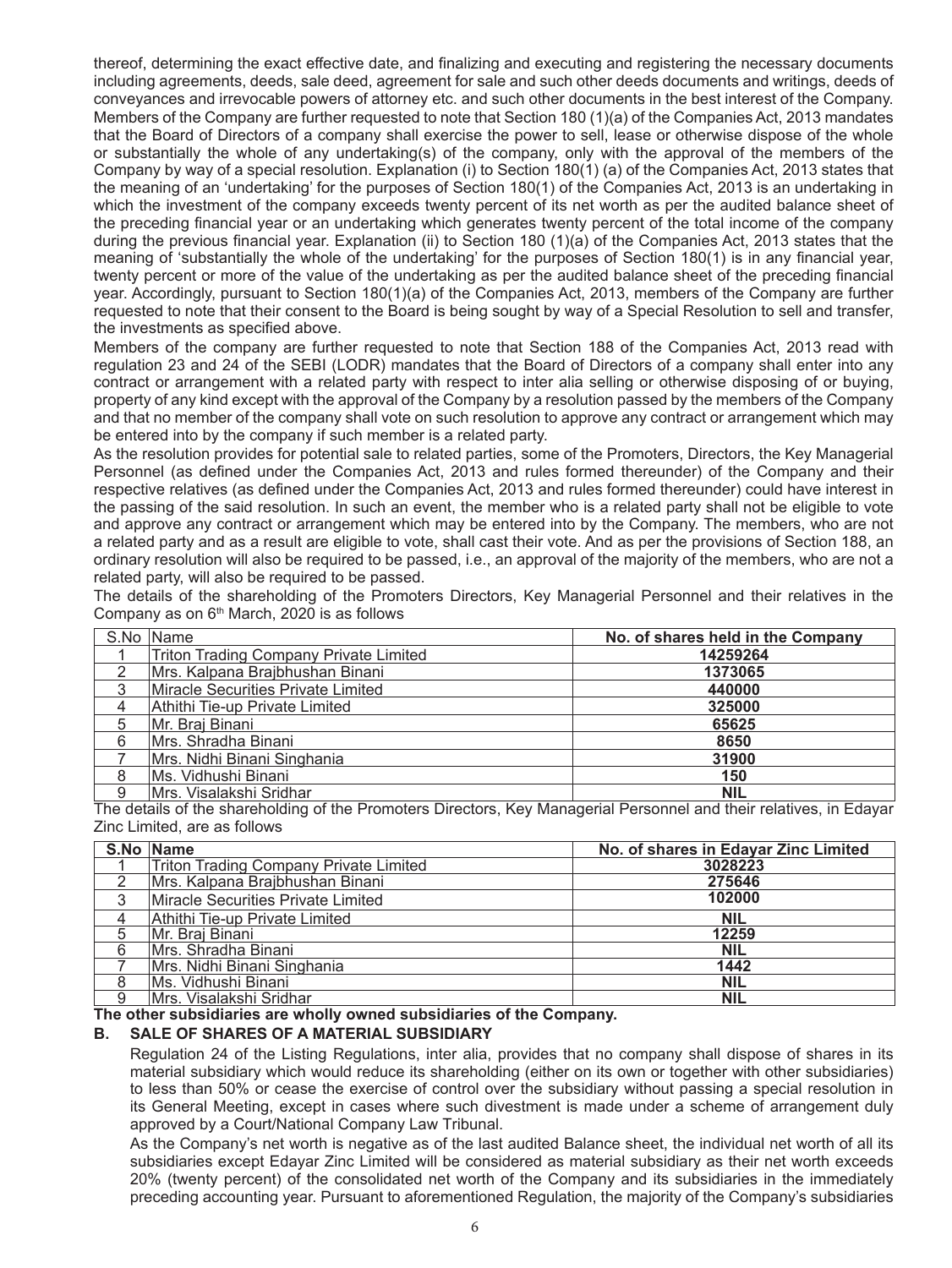thereof, determining the exact effective date, and finalizing and executing and registering the necessary documents including agreements, deeds, sale deed, agreement for sale and such other deeds documents and writings, deeds of conveyances and irrevocable powers of attorney etc. and such other documents in the best interest of the Company. Members of the Company are further requested to note that Section 180 (1)(a) of the Companies Act, 2013 mandates that the Board of Directors of a company shall exercise the power to sell, lease or otherwise dispose of the whole or substantially the whole of any undertaking(s) of the company, only with the approval of the members of the Company by way of a special resolution. Explanation (i) to Section 180(1) (a) of the Companies Act, 2013 states that the meaning of an 'undertaking' for the purposes of Section 180(1) of the Companies Act, 2013 is an undertaking in which the investment of the company exceeds twenty percent of its net worth as per the audited balance sheet of the preceding financial year or an undertaking which generates twenty percent of the total income of the company during the previous financial year. Explanation (ii) to Section 180 (1)(a) of the Companies Act, 2013 states that the meaning of 'substantially the whole of the undertaking' for the purposes of Section 180(1) is in any financial year, twenty percent or more of the value of the undertaking as per the audited balance sheet of the preceding financial year. Accordingly, pursuant to Section 180(1)(a) of the Companies Act, 2013, members of the Company are further requested to note that their consent to the Board is being sought by way of a Special Resolution to sell and transfer, the investments as specified above.

Members of the company are further requested to note that Section 188 of the Companies Act, 2013 read with regulation 23 and 24 of the SEBI (LODR) mandates that the Board of Directors of a company shall enter into any contract or arrangement with a related party with respect to inter alia selling or otherwise disposing of or buying, property of any kind except with the approval of the Company by a resolution passed by the members of the Company and that no member of the company shall vote on such resolution to approve any contract or arrangement which may be entered into by the company if such member is a related party.

As the resolution provides for potential sale to related parties, some of the Promoters, Directors, the Key Managerial Personnel (as defined under the Companies Act, 2013 and rules formed thereunder) of the Company and their respective relatives (as defined under the Companies Act, 2013 and rules formed thereunder) could have interest in the passing of the said resolution. In such an event, the member who is a related party shall not be eligible to vote and approve any contract or arrangement which may be entered into by the Company. The members, who are not a related party and as a result are eligible to vote, shall cast their vote. And as per the provisions of Section 188, an ordinary resolution will also be required to be passed, i.e., an approval of the majority of the members, who are not a related party, will also be required to be passed.

The details of the shareholding of the Promoters Directors, Key Managerial Personnel and their relatives in the Company as on 6th March, 2020 is as follows

| S.No | Name | No. of shares held in the Company |
|---|---|---|
| 1 | Triton Trading Company Private Limited | 14259264 |
| 2 | Mrs. Kalpana Brajbhushan Binani | 1373065 |
| 3 | Miracle Securities Private Limited | 440000 |
| 4 | Athithi Tie-up Private Limited | 325000 |
| 5 | Mr. Braj Binani | 65625 |
| 6 | Mrs. Shradha Binani | 8650 |
| 7 | Mrs. Nidhi Binani Singhania | 31900 |
| 8 | Ms. Vidhushi Binani | 150 |
| 9 | Mrs. Visalakshi Sridhar | NIL |

The details of the shareholding of the Promoters Directors, Key Managerial Personnel and their relatives, in Edayar Zinc Limited, are as follows

| S.No | Name | No. of shares in Edayar Zinc Limited |
|---|---|---|
| 1 | Triton Trading Company Private Limited | 3028223 |
| 2 | Mrs. Kalpana Brajbhushan Binani | 275646 |
| 3 | Miracle Securities Private Limited | 102000 |
| 4 | Athithi Tie-up Private Limited | NIL |
| 5 | Mr. Braj Binani | 12259 |
| 6 | Mrs. Shradha Binani | NIL |
| 7 | Mrs. Nidhi Binani Singhania | 1442 |
| 8 | Ms. Vidhushi Binani | NIL |
| 9 | Mrs. Visalakshi Sridhar | NIL |

**The other subsidiaries are wholly owned subsidiaries of the Company.**

## B. SALE OF SHARES OF A MATERIAL SUBSIDIARY

Regulation 24 of the Listing Regulations, inter alia, provides that no company shall dispose of shares in its material subsidiary which would reduce its shareholding (either on its own or together with other subsidiaries) to less than 50% or cease the exercise of control over the subsidiary without passing a special resolution in its General Meeting, except in cases where such divestment is made under a scheme of arrangement duly approved by a Court/National Company Law Tribunal.

As the Company's net worth is negative as of the last audited Balance sheet, the individual net worth of all its subsidiaries except Edayar Zinc Limited will be considered as material subsidiary as their net worth exceeds 20% (twenty percent) of the consolidated net worth of the Company and its subsidiaries in the immediately preceding accounting year. Pursuant to aforementioned Regulation, the majority of the Company's subsidiaries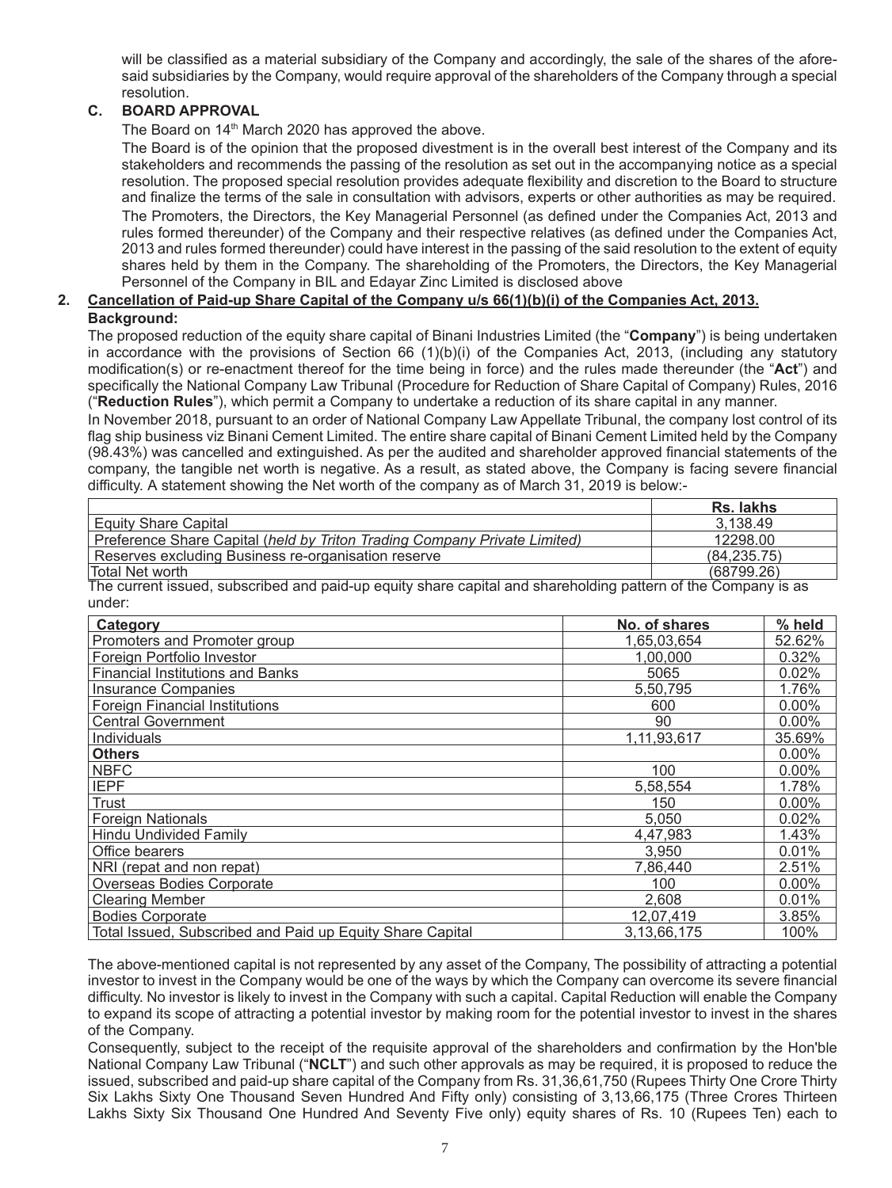will be classified as a material subsidiary of the Company and accordingly, the sale of the shares of the aforesaid subsidiaries by the Company, would require approval of the shareholders of the Company through a special resolution.

### C. BOARD APPROVAL

The Board on 14th March 2020 has approved the above.

The Board is of the opinion that the proposed divestment is in the overall best interest of the Company and its stakeholders and recommends the passing of the resolution as set out in the accompanying notice as a special resolution. The proposed special resolution provides adequate flexibility and discretion to the Board to structure and finalize the terms of the sale in consultation with advisors, experts or other authorities as may be required.

The Promoters, the Directors, the Key Managerial Personnel (as defined under the Companies Act, 2013 and rules formed thereunder) of the Company and their respective relatives (as defined under the Companies Act, 2013 and rules formed thereunder) could have interest in the passing of the said resolution to the extent of equity shares held by them in the Company. The shareholding of the Promoters, the Directors, the Key Managerial Personnel of the Company in BIL and Edayar Zinc Limited is disclosed above

## 2. Cancellation of Paid-up Share Capital of the Company u/s 66(1)(b)(i) of the Companies Act, 2013.

**Background:**

The proposed reduction of the equity share capital of Binani Industries Limited (the "**Company**") is being undertaken in accordance with the provisions of Section 66 (1)(b)(i) of the Companies Act, 2013, (including any statutory modification(s) or re-enactment thereof for the time being in force) and the rules made thereunder (the "**Act**") and specifically the National Company Law Tribunal (Procedure for Reduction of Share Capital of Company) Rules, 2016 ("**Reduction Rules**"), which permit a Company to undertake a reduction of its share capital in any manner.

In November 2018, pursuant to an order of National Company Law Appellate Tribunal, the company lost control of its flag ship business viz Binani Cement Limited. The entire share capital of Binani Cement Limited held by the Company (98.43%) was cancelled and extinguished. As per the audited and shareholder approved financial statements of the company, the tangible net worth is negative. As a result, as stated above, the Company is facing severe financial difficulty. A statement showing the Net worth of the company as of March 31, 2019 is below:-

| | Rs. lakhs |
|---|---|
| Equity Share Capital | 3,138.49 |
| Preference Share Capital (*held by Triton Trading Company Private Limited*) | 12298.00 |
| Reserves excluding Business re-organisation reserve | (84,235.75) |
| Total Net worth | (68799.26) |

The current issued, subscribed and paid-up equity share capital and shareholding pattern of the Company is as under:

| Category | No. of shares | % held |
|---|---|---|
| Promoters and Promoter group | 1,65,03,654 | 52.62% |
| Foreign Portfolio Investor | 1,00,000 | 0.32% |
| Financial Institutions and Banks | 5065 | 0.02% |
| Insurance Companies | 5,50,795 | 1.76% |
| Foreign Financial Institutions | 600 | 0.00% |
| Central Government | 90 | 0.00% |
| Individuals | 1,11,93,617 | 35.69% |
| **Others** | | 0.00% |
| NBFC | 100 | 0.00% |
| IEPF | 5,58,554 | 1.78% |
| Trust | 150 | 0.00% |
| Foreign Nationals | 5,050 | 0.02% |
| Hindu Undivided Family | 4,47,983 | 1.43% |
| Office bearers | 3,950 | 0.01% |
| NRI (repat and non repat) | 7,86,440 | 2.51% |
| Overseas Bodies Corporate | 100 | 0.00% |
| Clearing Member | 2,608 | 0.01% |
| Bodies Corporate | 12,07,419 | 3.85% |
| Total Issued, Subscribed and Paid up Equity Share Capital | 3,13,66,175 | 100% |

The above-mentioned capital is not represented by any asset of the Company, The possibility of attracting a potential investor to invest in the Company would be one of the ways by which the Company can overcome its severe financial difficulty. No investor is likely to invest in the Company with such a capital. Capital Reduction will enable the Company to expand its scope of attracting a potential investor by making room for the potential investor to invest in the shares of the Company.

Consequently, subject to the receipt of the requisite approval of the shareholders and confirmation by the Hon'ble National Company Law Tribunal ("**NCLT**") and such other approvals as may be required, it is proposed to reduce the issued, subscribed and paid-up share capital of the Company from Rs. 31,36,61,750 (Rupees Thirty One Crore Thirty Six Lakhs Sixty One Thousand Seven Hundred And Fifty only) consisting of 3,13,66,175 (Three Crores Thirteen Lakhs Sixty Six Thousand One Hundred And Seventy Five only) equity shares of Rs. 10 (Rupees Ten) each to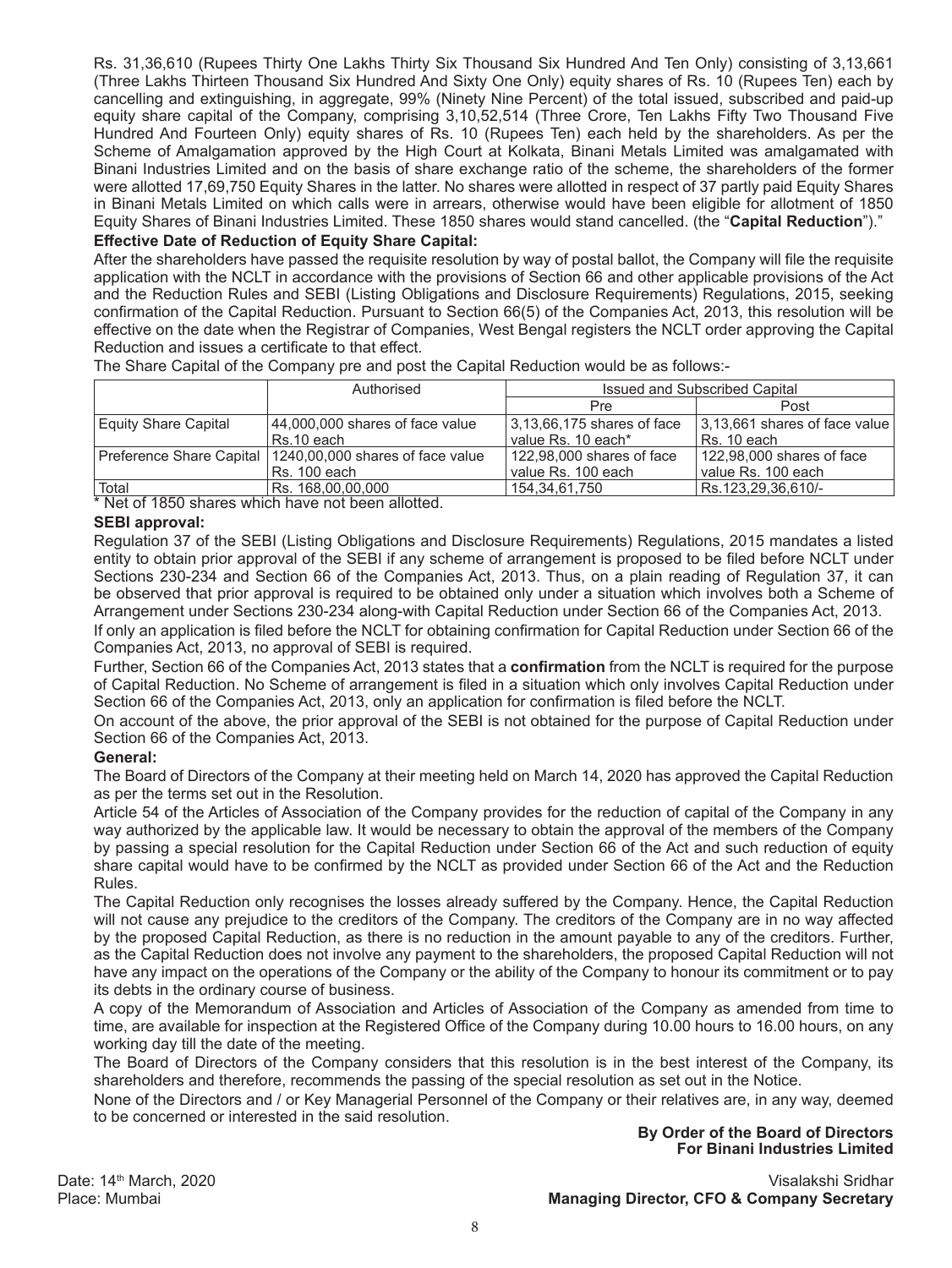Rs. 31,36,610 (Rupees Thirty One Lakhs Thirty Six Thousand Six Hundred And Ten Only) consisting of 3,13,661 (Three Lakhs Thirteen Thousand Six Hundred And Sixty One Only) equity shares of Rs. 10 (Rupees Ten) each by cancelling and extinguishing, in aggregate, 99% (Ninety Nine Percent) of the total issued, subscribed and paid-up equity share capital of the Company, comprising 3,10,52,514 (Three Crore, Ten Lakhs Fifty Two Thousand Five Hundred And Fourteen Only) equity shares of Rs. 10 (Rupees Ten) each held by the shareholders. As per the Scheme of Amalgamation approved by the High Court at Kolkata, Binani Metals Limited was amalgamated with Binani Industries Limited and on the basis of share exchange ratio of the scheme, the shareholders of the former were allotted 17,69,750 Equity Shares in the latter. No shares were allotted in respect of 37 partly paid Equity Shares in Binani Metals Limited on which calls were in arrears, otherwise would have been eligible for allotment of 1850 Equity Shares of Binani Industries Limited. These 1850 shares would stand cancelled. (the "**Capital Reduction**")."

**Effective Date of Reduction of Equity Share Capital:**

After the shareholders have passed the requisite resolution by way of postal ballot, the Company will file the requisite application with the NCLT in accordance with the provisions of Section 66 and other applicable provisions of the Act and the Reduction Rules and SEBI (Listing Obligations and Disclosure Requirements) Regulations, 2015, seeking confirmation of the Capital Reduction. Pursuant to Section 66(5) of the Companies Act, 2013, this resolution will be effective on the date when the Registrar of Companies, West Bengal registers the NCLT order approving the Capital Reduction and issues a certificate to that effect.

The Share Capital of the Company pre and post the Capital Reduction would be as follows:-

| | Authorised | Issued and Subscribed Capital | |
|---|---|---|---|
| | | Pre | Post |
| Equity Share Capital | 44,000,000 shares of face value Rs.10 each | 3,13,66,175 shares of face value Rs. 10 each* | 3,13,661 shares of face value Rs. 10 each |
| Preference Share Capital | 1240,00,000 shares of face value Rs. 100 each | 122,98,000 shares of face value Rs. 100 each | 122,98,000 shares of face value Rs. 100 each |
| Total | Rs. 168,00,00,000 | 154,34,61,750 | Rs.123,29,36,610/- |

* Net of 1850 shares which have not been allotted.

**SEBI approval:**

Regulation 37 of the SEBI (Listing Obligations and Disclosure Requirements) Regulations, 2015 mandates a listed entity to obtain prior approval of the SEBI if any scheme of arrangement is proposed to be filed before NCLT under Sections 230-234 and Section 66 of the Companies Act, 2013. Thus, on a plain reading of Regulation 37, it can be observed that prior approval is required to be obtained only under a situation which involves both a Scheme of Arrangement under Sections 230-234 along-with Capital Reduction under Section 66 of the Companies Act, 2013.

If only an application is filed before the NCLT for obtaining confirmation for Capital Reduction under Section 66 of the Companies Act, 2013, no approval of SEBI is required.

Further, Section 66 of the Companies Act, 2013 states that a **confirmation** from the NCLT is required for the purpose of Capital Reduction. No Scheme of arrangement is filed in a situation which only involves Capital Reduction under Section 66 of the Companies Act, 2013, only an application for confirmation is filed before the NCLT.

On account of the above, the prior approval of the SEBI is not obtained for the purpose of Capital Reduction under Section 66 of the Companies Act, 2013.

**General:**

The Board of Directors of the Company at their meeting held on March 14, 2020 has approved the Capital Reduction as per the terms set out in the Resolution.

Article 54 of the Articles of Association of the Company provides for the reduction of capital of the Company in any way authorized by the applicable law. It would be necessary to obtain the approval of the members of the Company by passing a special resolution for the Capital Reduction under Section 66 of the Act and such reduction of equity share capital would have to be confirmed by the NCLT as provided under Section 66 of the Act and the Reduction Rules.

The Capital Reduction only recognises the losses already suffered by the Company. Hence, the Capital Reduction will not cause any prejudice to the creditors of the Company. The creditors of the Company are in no way affected by the proposed Capital Reduction, as there is no reduction in the amount payable to any of the creditors. Further, as the Capital Reduction does not involve any payment to the shareholders, the proposed Capital Reduction will not have any impact on the operations of the Company or the ability of the Company to honour its commitment or to pay its debts in the ordinary course of business.

A copy of the Memorandum of Association and Articles of Association of the Company as amended from time to time, are available for inspection at the Registered Office of the Company during 10.00 hours to 16.00 hours, on any working day till the date of the meeting.

The Board of Directors of the Company considers that this resolution is in the best interest of the Company, its shareholders and therefore, recommends the passing of the special resolution as set out in the Notice.

None of the Directors and / or Key Managerial Personnel of the Company or their relatives are, in any way, deemed to be concerned or interested in the said resolution.

**By Order of the Board of Directors**
**For Binani Industries Limited**

Date: 14th March, 2020
Place: Mumbai

Visalakshi Sridhar
**Managing Director, CFO & Company Secretary**